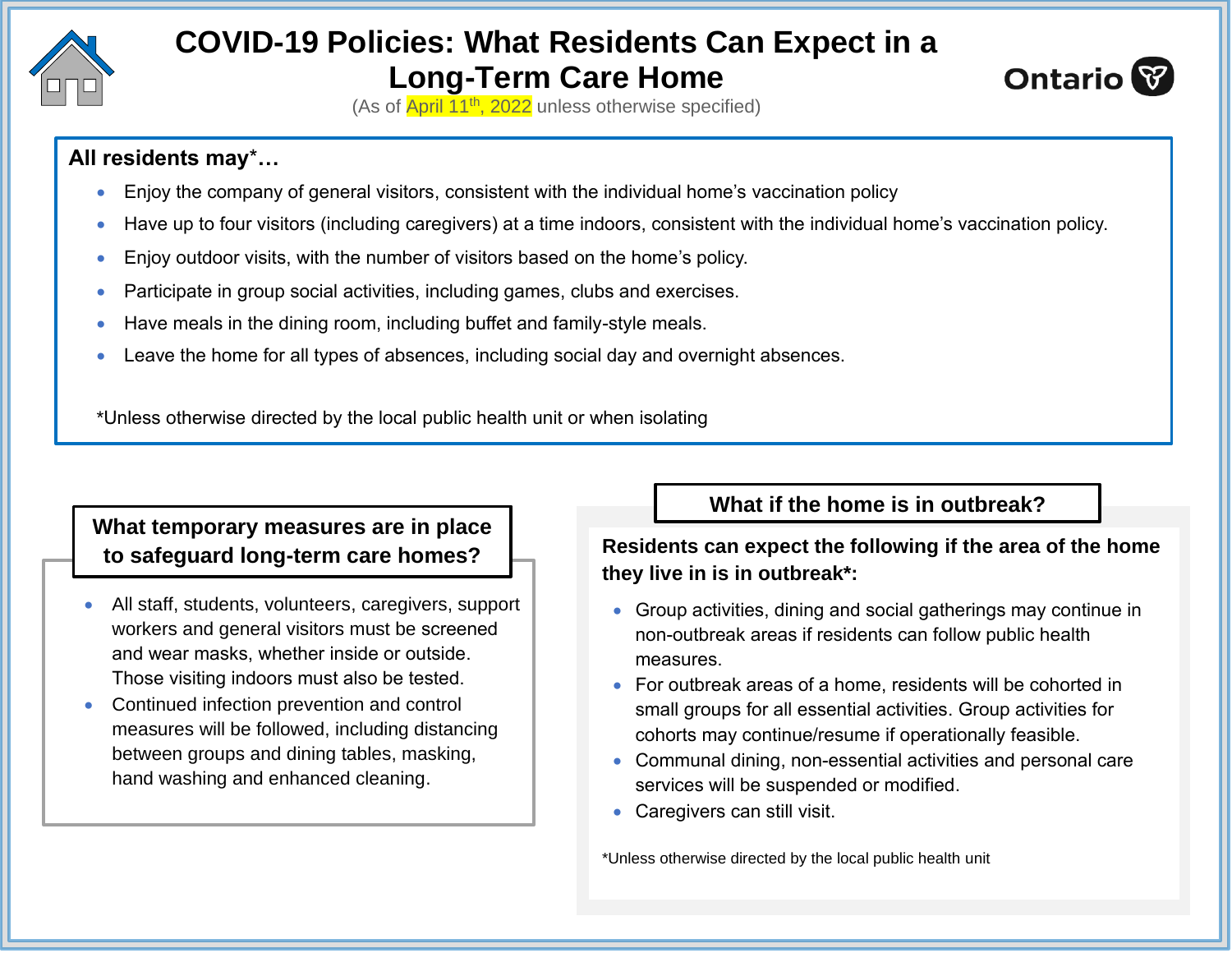# COVID-19 Policies: What Residents Can Expect in a Long-Term Care Home

(As of April 11th, 2022 unless otherwise specified)

Ontario

## All residents may*…

- Enjoy the company of general visitors, consistent with the individual home's vaccination policy
- Have up to four visitors (including caregivers) at a time indoors, consistent with the individual home's vaccination policy.
- Enjoy outdoor visits, with the number of visitors based on the home's policy.
- Participate in group social activities, including games, clubs and exercises.
- Have meals in the dining room, including buffet and family-style meals.
- Leave the home for all types of absences, including social day and overnight absences.

*Unless otherwise directed by the local public health unit or when isolating

## What temporary measures are in place to safeguard long-term care homes?

- All staff, students, volunteers, caregivers, support workers and general visitors must be screened and wear masks, whether inside or outside. Those visiting indoors must also be tested.
- Continued infection prevention and control measures will be followed, including distancing between groups and dining tables, masking, hand washing and enhanced cleaning.

## What if the home is in outbreak?

**Residents can expect the following if the area of the home they live in is in outbreak*:**

- Group activities, dining and social gatherings may continue in non-outbreak areas if residents can follow public health measures.
- For outbreak areas of a home, residents will be cohorted in small groups for all essential activities. Group activities for cohorts may continue/resume if operationally feasible.
- Communal dining, non-essential activities and personal care services will be suspended or modified.
- Caregivers can still visit.

*Unless otherwise directed by the local public health unit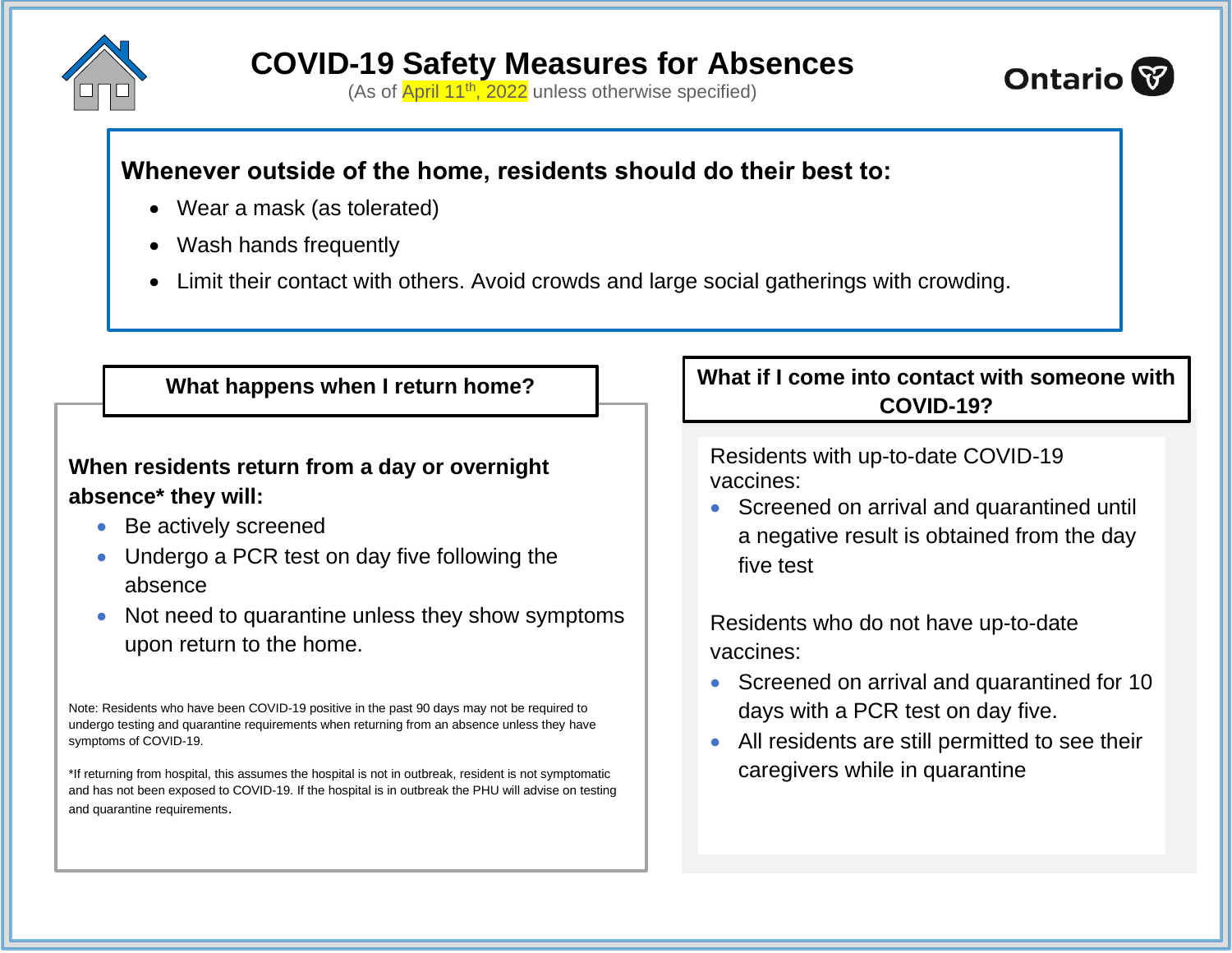# COVID-19 Safety Measures for Absences

(As of April 11th, 2022 unless otherwise specified)

Ontario

**Whenever outside of the home, residents should do their best to:**

- Wear a mask (as tolerated)
- Wash hands frequently
- Limit their contact with others. Avoid crowds and large social gatherings with crowding.

## What happens when I return home?

**When residents return from a day or overnight absence* they will:**

- Be actively screened
- Undergo a PCR test on day five following the absence
- Not need to quarantine unless they show symptoms upon return to the home.

Note: Residents who have been COVID-19 positive in the past 90 days may not be required to undergo testing and quarantine requirements when returning from an absence unless they have symptoms of COVID-19.

*If returning from hospital, this assumes the hospital is not in outbreak, resident is not symptomatic and has not been exposed to COVID-19. If the hospital is in outbreak the PHU will advise on testing and quarantine requirements.

## What if I come into contact with someone with COVID-19?

Residents with up-to-date COVID-19 vaccines:

- Screened on arrival and quarantined until a negative result is obtained from the day five test

Residents who do not have up-to-date vaccines:

- Screened on arrival and quarantined for 10 days with a PCR test on day five.
- All residents are still permitted to see their caregivers while in quarantine